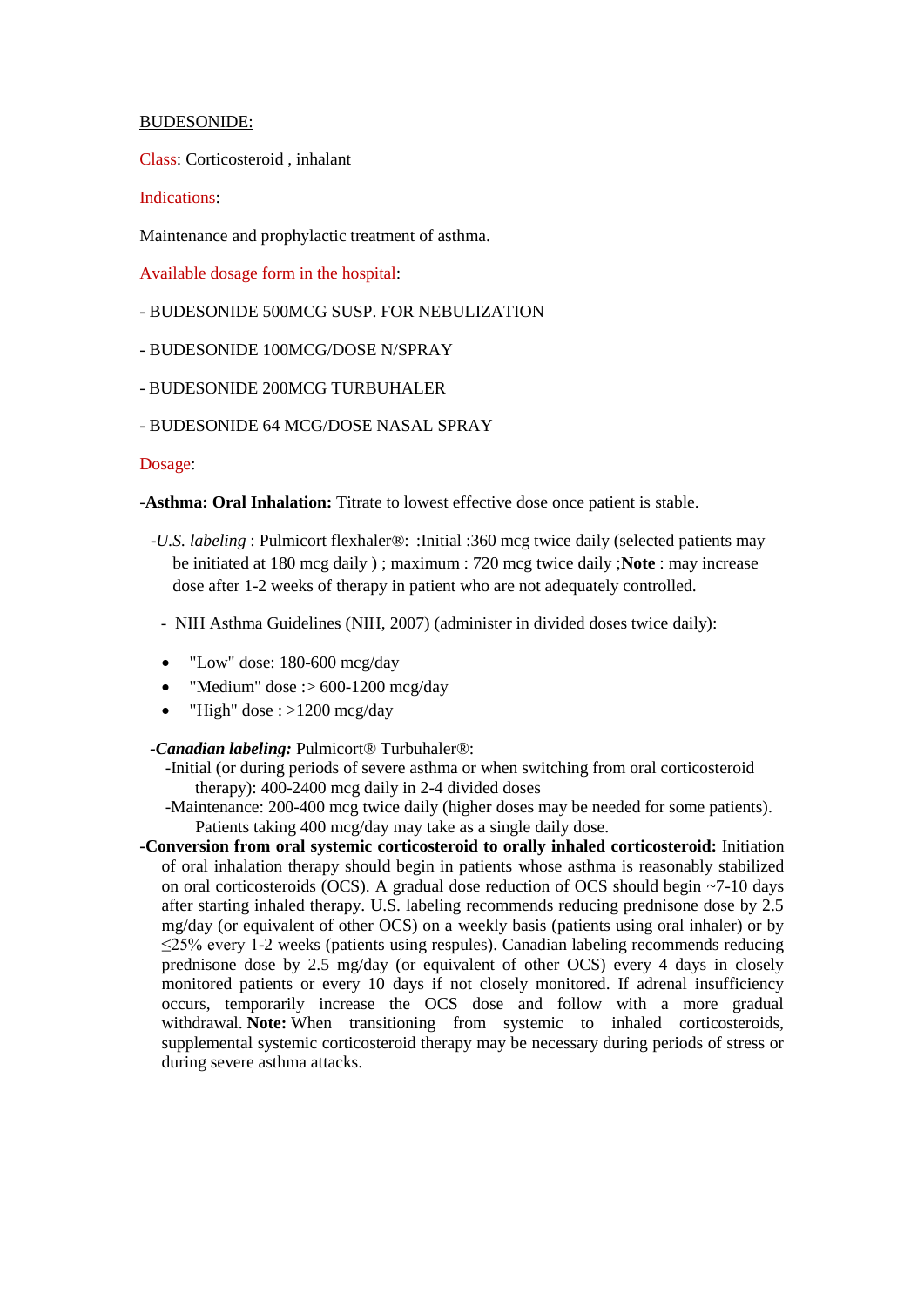BUDESONIDE:

Class: Corticosteroid , inhalant

Indications:

Maintenance and prophylactic treatment of asthma.

Available dosage form in the hospital:

- BUDESONIDE 500MCG SUSP. FOR NEBULIZATION
- BUDESONIDE 100MCG/DOSE N/SPRAY
- BUDESONIDE 200MCG TURBUHALER
- BUDESONIDE 64 MCG/DOSE NASAL SPRAY

Dosage:

-**Asthma: Oral Inhalation:** Titrate to lowest effective dose once patient is stable.

-*U.S. labeling* : Pulmicort flexhaler®: :Initial :360 mcg twice daily (selected patients may be initiated at 180 mcg daily ) ; maximum : 720 mcg twice daily ;**Note** : may increase dose after 1-2 weeks of therapy in patient who are not adequately controlled.

- NIH Asthma Guidelines (NIH, 2007) (administer in divided doses twice daily):

- "Low" dose: 180-600 mcg/day
- "Medium" dose :> 600-1200 mcg/day
- "High" dose : >1200 mcg/day

***-Canadian labeling:*** Pulmicort® Turbuhaler®:

-Initial (or during periods of severe asthma or when switching from oral corticosteroid therapy): 400-2400 mcg daily in 2-4 divided doses

-Maintenance: 200-400 mcg twice daily (higher doses may be needed for some patients). Patients taking 400 mcg/day may take as a single daily dose.

**-Conversion from oral systemic corticosteroid to orally inhaled corticosteroid:** Initiation of oral inhalation therapy should begin in patients whose asthma is reasonably stabilized on oral corticosteroids (OCS). A gradual dose reduction of OCS should begin ~7-10 days after starting inhaled therapy. U.S. labeling recommends reducing prednisone dose by 2.5 mg/day (or equivalent of other OCS) on a weekly basis (patients using oral inhaler) or by ≤25% every 1-2 weeks (patients using respules). Canadian labeling recommends reducing prednisone dose by 2.5 mg/day (or equivalent of other OCS) every 4 days in closely monitored patients or every 10 days if not closely monitored. If adrenal insufficiency occurs, temporarily increase the OCS dose and follow with a more gradual withdrawal. **Note:** When transitioning from systemic to inhaled corticosteroids, supplemental systemic corticosteroid therapy may be necessary during periods of stress or during severe asthma attacks.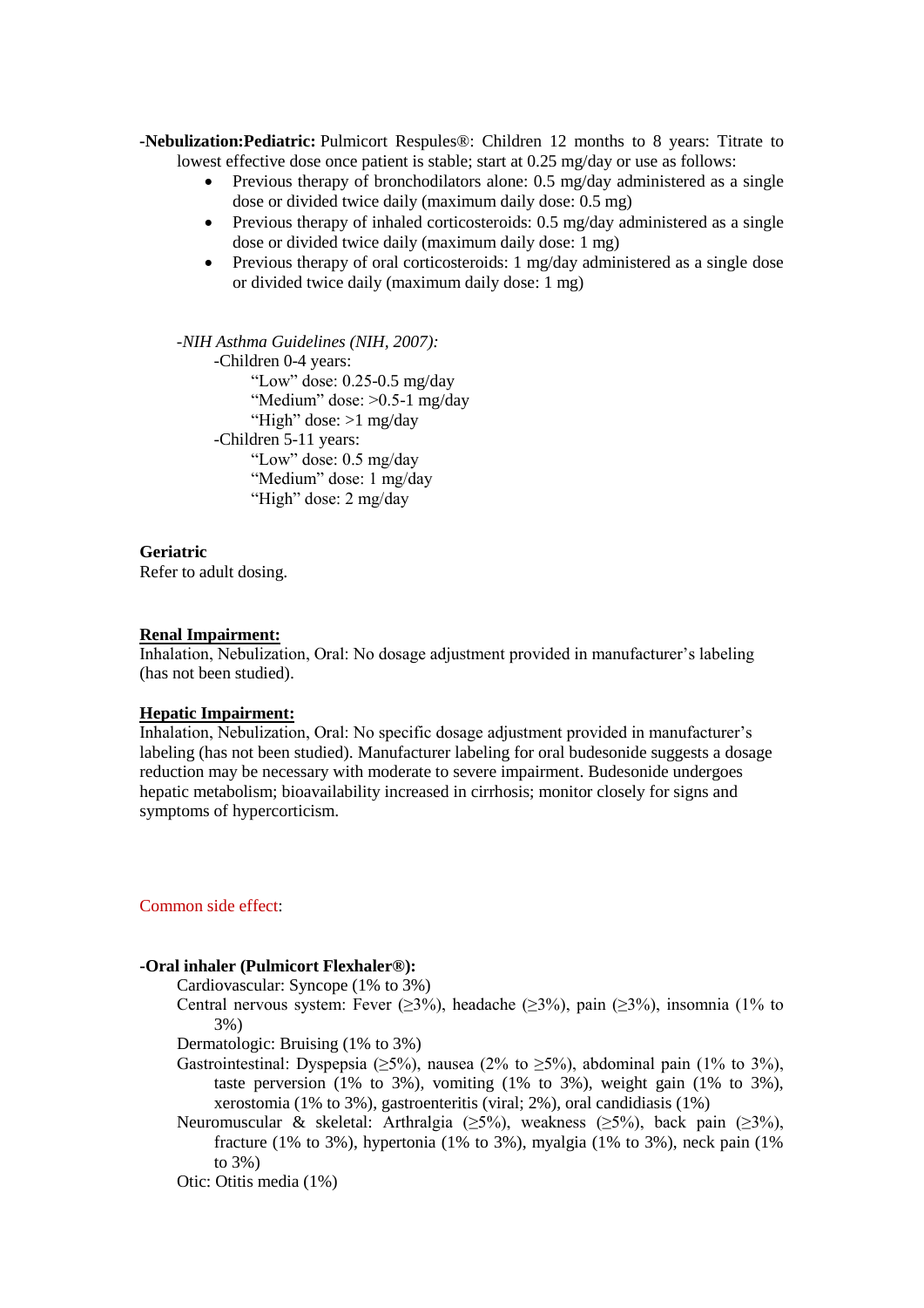**-Nebulization:Pediatric:** Pulmicort Respules®: Children 12 months to 8 years: Titrate to lowest effective dose once patient is stable; start at 0.25 mg/day or use as follows:

- Previous therapy of bronchodilators alone: 0.5 mg/day administered as a single dose or divided twice daily (maximum daily dose: 0.5 mg)
- Previous therapy of inhaled corticosteroids: 0.5 mg/day administered as a single dose or divided twice daily (maximum daily dose: 1 mg)
- Previous therapy of oral corticosteroids: 1 mg/day administered as a single dose or divided twice daily (maximum daily dose: 1 mg)

*-NIH Asthma Guidelines (NIH, 2007):*

-Children 0-4 years:

"Low" dose: 0.25-0.5 mg/day

"Medium" dose: >0.5-1 mg/day

"High" dose: >1 mg/day

-Children 5-11 years:

"Low" dose: 0.5 mg/day

"Medium" dose: 1 mg/day

"High" dose: 2 mg/day

**Geriatric**

Refer to adult dosing.

**Renal Impairment:**

Inhalation, Nebulization, Oral: No dosage adjustment provided in manufacturer's labeling (has not been studied).

**Hepatic Impairment:**

Inhalation, Nebulization, Oral: No specific dosage adjustment provided in manufacturer's labeling (has not been studied). Manufacturer labeling for oral budesonide suggests a dosage reduction may be necessary with moderate to severe impairment. Budesonide undergoes hepatic metabolism; bioavailability increased in cirrhosis; monitor closely for signs and symptoms of hypercorticism.

Common side effect:

**-Oral inhaler (Pulmicort Flexhaler®):**

Cardiovascular: Syncope (1% to 3%)

Central nervous system: Fever (≥3%), headache (≥3%), pain (≥3%), insomnia (1% to 3%)

Dermatologic: Bruising (1% to 3%)

Gastrointestinal: Dyspepsia (≥5%), nausea (2% to ≥5%), abdominal pain (1% to 3%), taste perversion (1% to 3%), vomiting (1% to 3%), weight gain (1% to 3%), xerostomia (1% to 3%), gastroenteritis (viral; 2%), oral candidiasis (1%)

Neuromuscular & skeletal: Arthralgia (≥5%), weakness (≥5%), back pain (≥3%), fracture (1% to 3%), hypertonia (1% to 3%), myalgia (1% to 3%), neck pain (1% to 3%)

Otic: Otitis media (1%)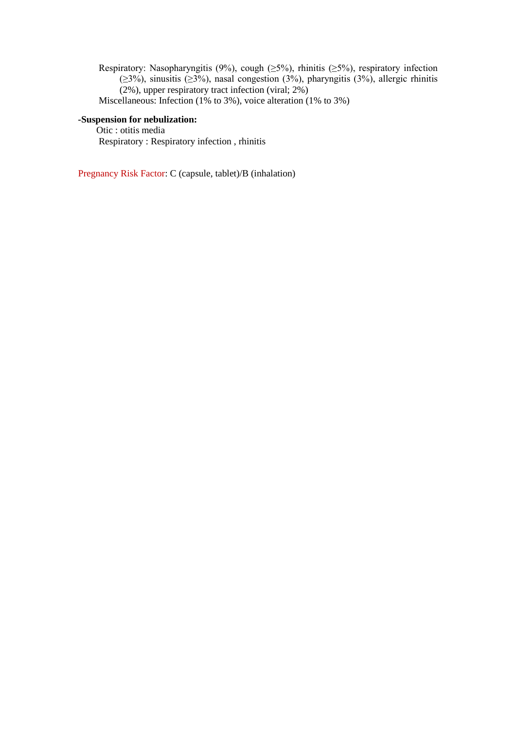Respiratory: Nasopharyngitis (9%), cough (≥5%), rhinitis (≥5%), respiratory infection (≥3%), sinusitis (≥3%), nasal congestion (3%), pharyngitis (3%), allergic rhinitis (2%), upper respiratory tract infection (viral; 2%)

Miscellaneous: Infection (1% to 3%), voice alteration (1% to 3%)

**-Suspension for nebulization:**

Otic : otitis media

Respiratory : Respiratory infection , rhinitis

Pregnancy Risk Factor: C (capsule, tablet)/B (inhalation)